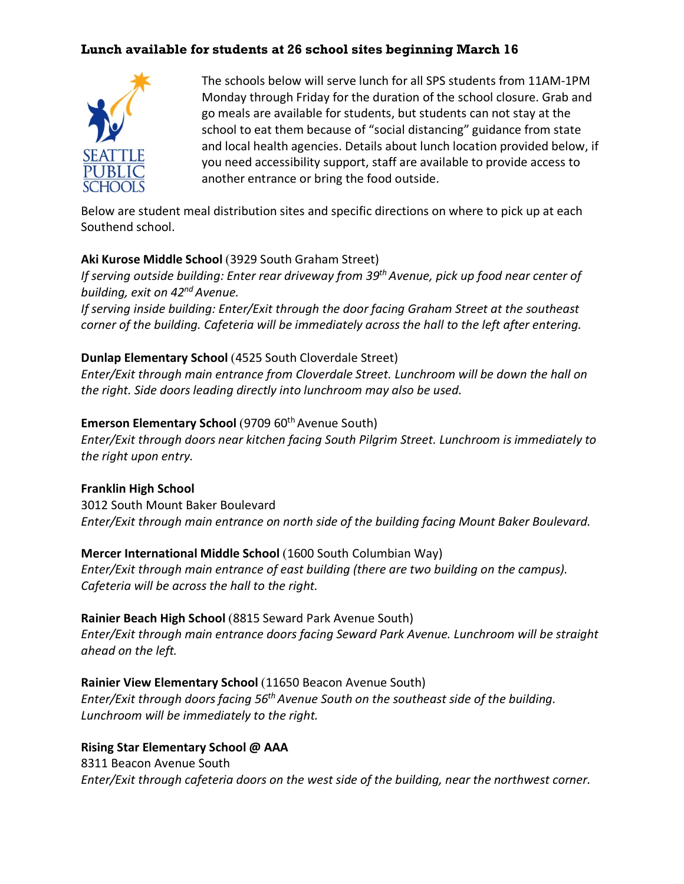## Lunch available for students at 26 school sites beginning March 16

The schools below will serve lunch for all SPS students from 11AM-1PM Monday through Friday for the duration of the school closure. Grab and go meals are available for students, but students can not stay at the school to eat them because of "social distancing" guidance from state and local health agencies. Details about lunch location provided below, if you need accessibility support, staff are available to provide access to another entrance or bring the food outside.

Below are student meal distribution sites and specific directions on where to pick up at each Southend school.

**Aki Kurose Middle School** (3929 South Graham Street)
*If serving outside building: Enter rear driveway from 39th Avenue, pick up food near center of building, exit on 42nd Avenue.*
*If serving inside building: Enter/Exit through the door facing Graham Street at the southeast corner of the building. Cafeteria will be immediately across the hall to the left after entering.*

**Dunlap Elementary School** (4525 South Cloverdale Street)
*Enter/Exit through main entrance from Cloverdale Street. Lunchroom will be down the hall on the right. Side doors leading directly into lunchroom may also be used.*

**Emerson Elementary School** (9709 60th Avenue South)
*Enter/Exit through doors near kitchen facing South Pilgrim Street. Lunchroom is immediately to the right upon entry.*

**Franklin High School**
3012 South Mount Baker Boulevard
*Enter/Exit through main entrance on north side of the building facing Mount Baker Boulevard.*

**Mercer International Middle School** (1600 South Columbian Way)
*Enter/Exit through main entrance of east building (there are two building on the campus). Cafeteria will be across the hall to the right.*

**Rainier Beach High School** (8815 Seward Park Avenue South)
*Enter/Exit through main entrance doors facing Seward Park Avenue. Lunchroom will be straight ahead on the left.*

**Rainier View Elementary School** (11650 Beacon Avenue South)
*Enter/Exit through doors facing 56th Avenue South on the southeast side of the building. Lunchroom will be immediately to the right.*

**Rising Star Elementary School @ AAA**
8311 Beacon Avenue South
*Enter/Exit through cafeteria doors on the west side of the building, near the northwest corner.*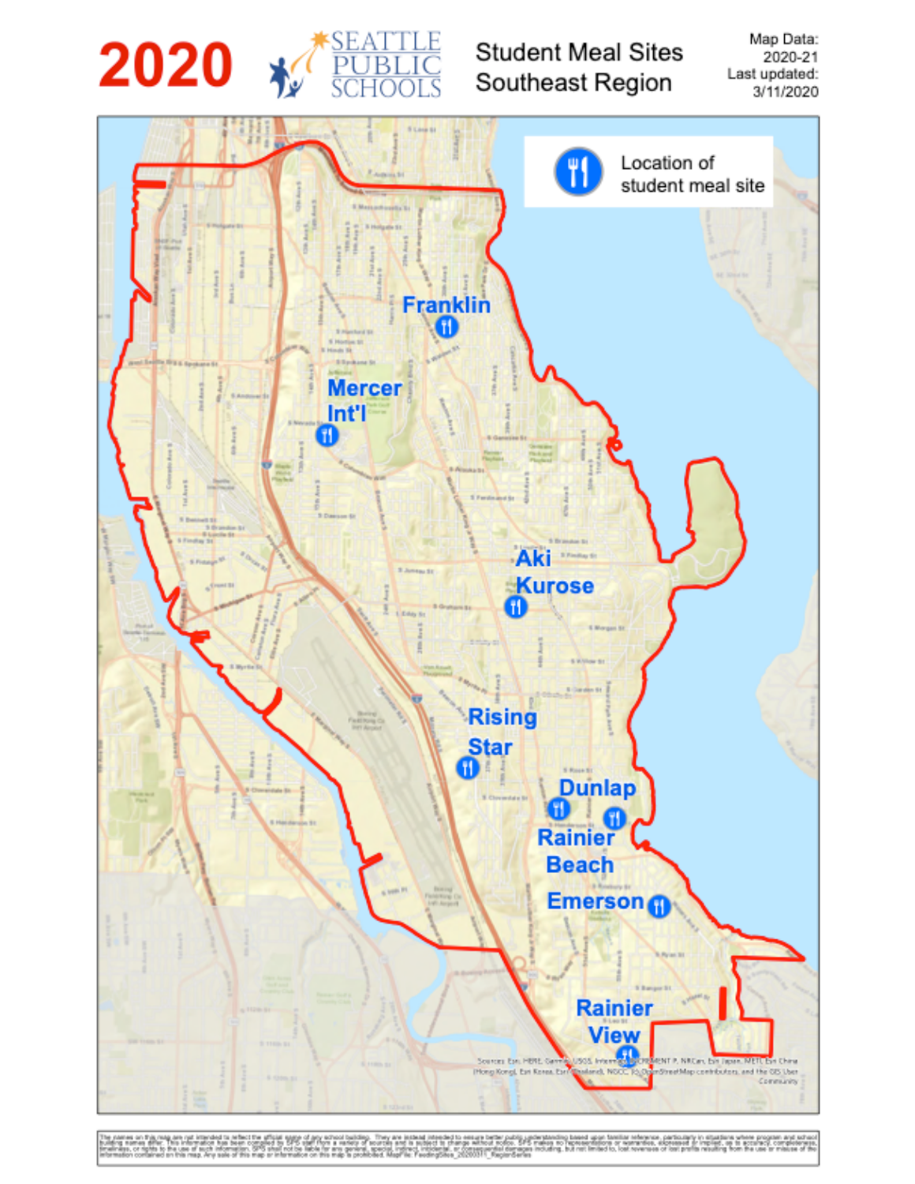# 2020 Student Meal Sites Southeast Region

SEATTLE PUBLIC SCHOOLS

Map Data: 2020-21
Last updated: 3/11/2020

Location of student meal site

Franklin

Mercer Int'l

Aki Kurose

Rising Star

Dunlap

Rainier Beach

Emerson

Rainier View

Sources: Esri, HERE, Garmin, USGS, Intermap, INCREMENT P, NRCan, Esri Japan, METI, Esri China (Hong Kong), Esri Korea, Esri (Thailand), NGCC, (c) OpenStreetMap contributors, and the GIS User Community